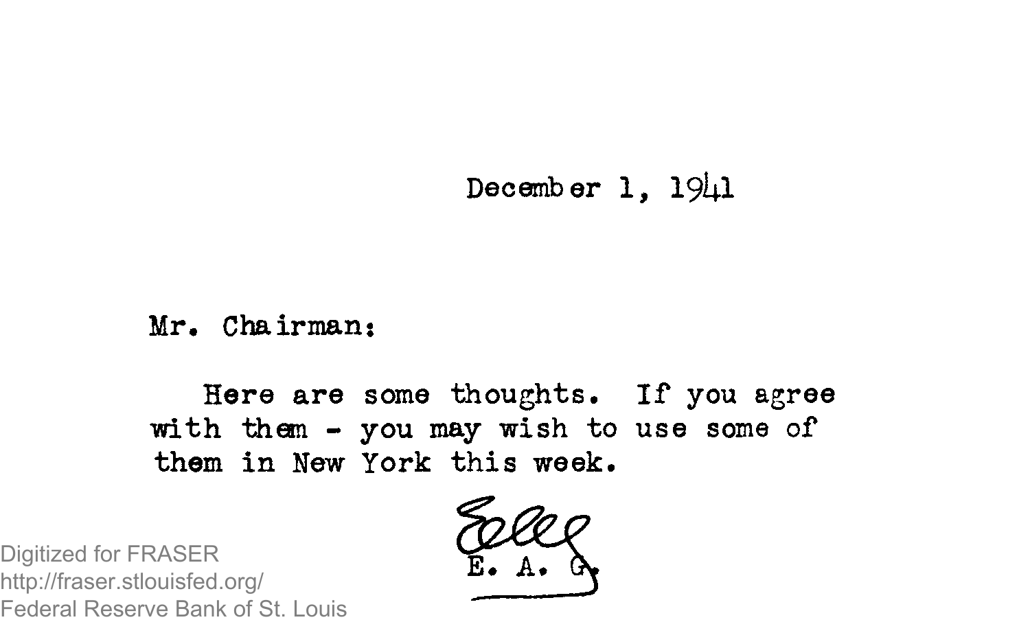December 1, 1941

Mr. Chairman:

Here are some thoughts. If you agree with them - you may wish to use some of them in New York this week.

E. A. G.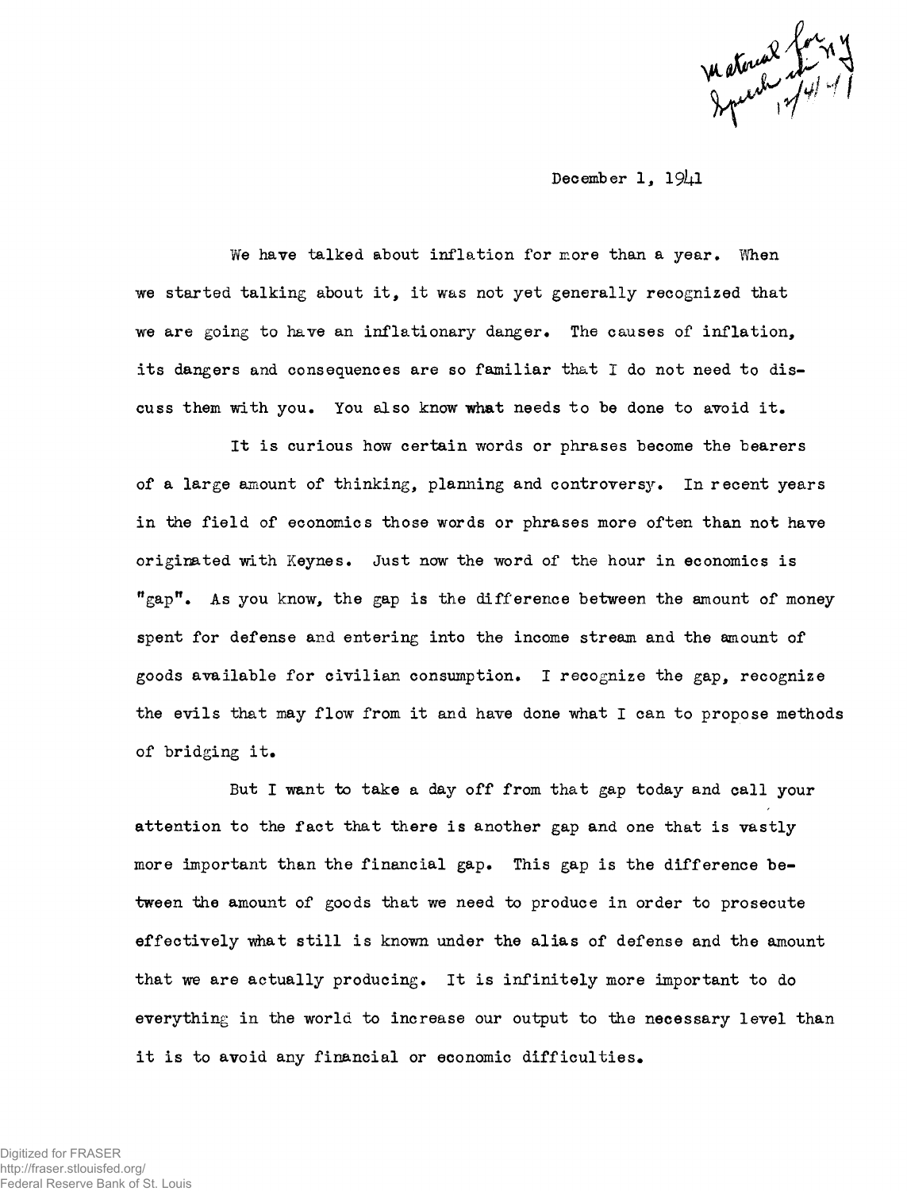Material for Speech in NY 12/4/41

December 1, 1941

We have talked about inflation for more than a year. When we started talking about it, it was not yet generally recognized that we are going to have an inflationary danger. The causes of inflation, its dangers and consequences are so familiar that I do not need to discuss them with you. You also know what needs to be done to avoid it.

It is curious how certain words or phrases become the bearers of a large amount of thinking, planning and controversy. In recent years in the field of economics those words or phrases more often than not have originated with Keynes. Just now the word of the hour in economics is "gap". As you know, the gap is the difference between the amount of money spent for defense and entering into the income stream and the amount of goods available for civilian consumption. I recognize the gap, recognize the evils that may flow from it and have done what I can to propose methods of bridging it.

But I want to take a day off from that gap today and call your attention to the fact that there is another gap and one that is vastly more important than the financial gap. This gap is the difference between the amount of goods that we need to produce in order to prosecute effectively what still is known under the alias of defense and the amount that we are actually producing. It is infinitely more important to do everything in the world to increase our output to the necessary level than it is to avoid any financial or economic difficulties.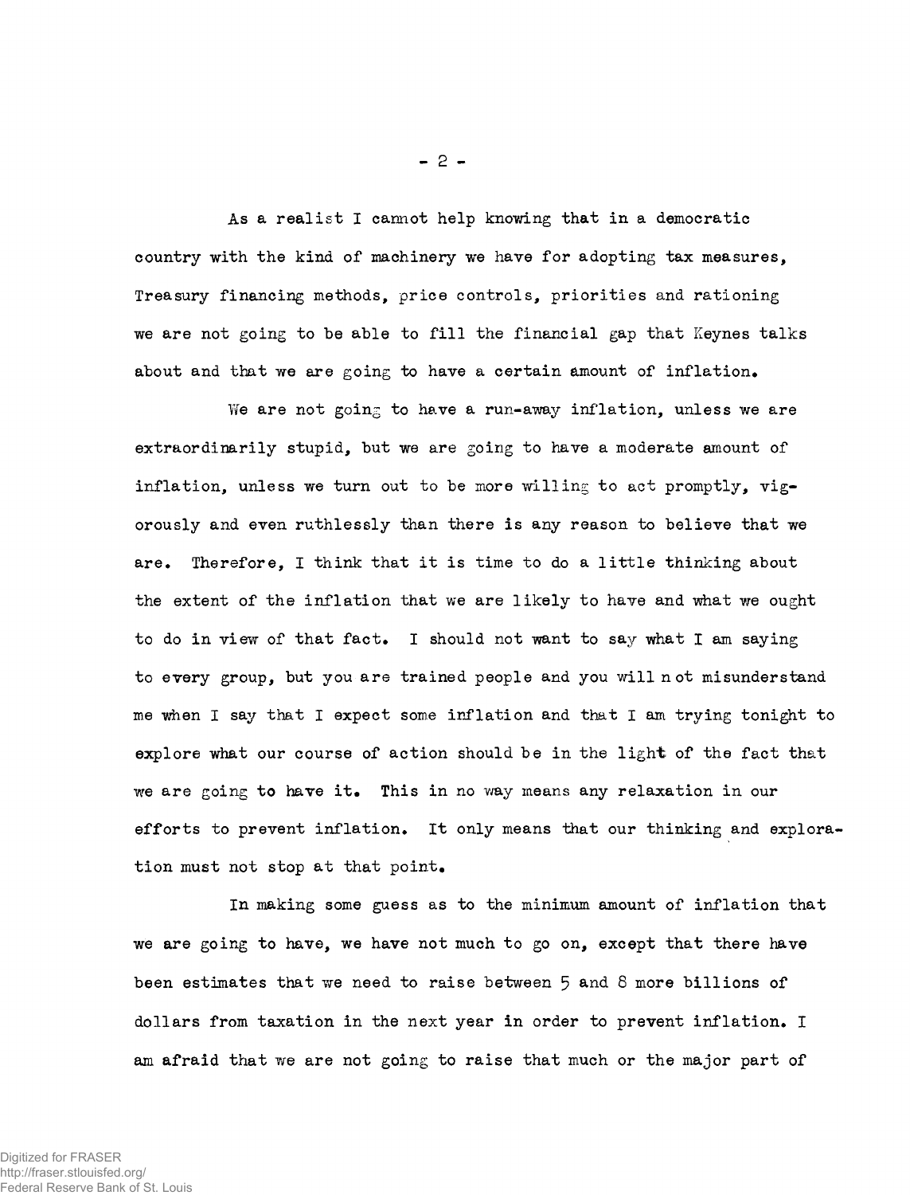As a realist I cannot help knowing that in a democratic country with the kind of machinery we have for adopting tax measures, Treasury financing methods, price controls, priorities and rationing we are not going to be able to fill the financial gap that Keynes talks about and that we are going to have a certain amount of inflation.

We are not going to have a run-away inflation, unless we are extraordinarily stupid, but we are going to have a moderate amount of inflation, unless we turn out to be more willing to act promptly, vigorously and even ruthlessly than there is any reason to believe that we are. Therefore, I think that it is time to do a little thinking about the extent of the inflation that we are likely to have and what we ought to do in view of that fact. I should not want to say what I am saying to every group, but you are trained people and you will not misunderstand me when I say that I expect some inflation and that I am trying tonight to explore what our course of action should be in the light of the fact that we are going to have it. This in no way means any relaxation in our efforts to prevent inflation. It only means that our thinking and exploration must not stop at that point.

In making some guess as to the minimum amount of inflation that we are going to have, we have not much to go on, except that there have been estimates that we need to raise between 5 and 8 more billions of dollars from taxation in the next year in order to prevent inflation. I am afraid that we are not going to raise that much or the major part of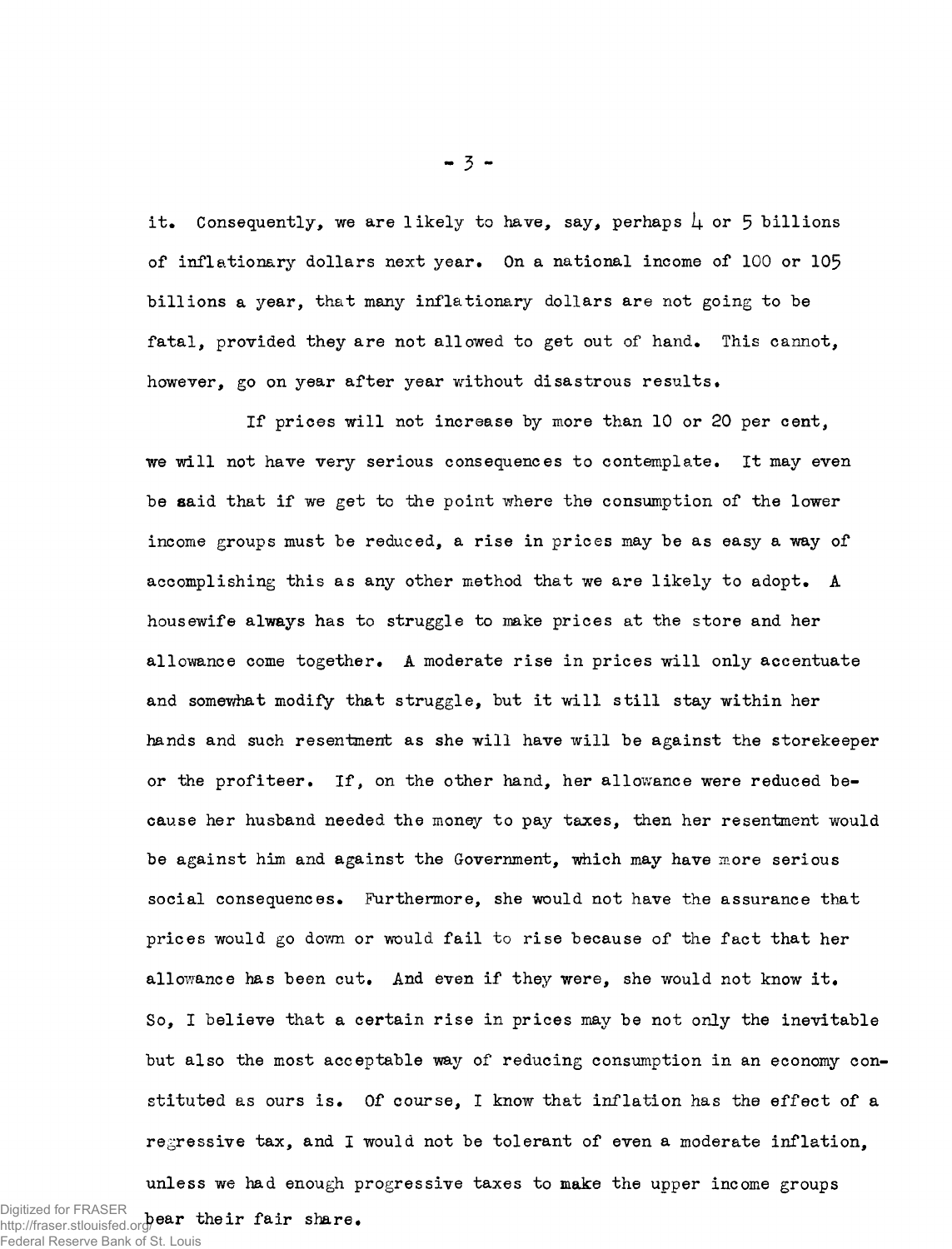it. Consequently, we are likely to have, say, perhaps 4 or 5 billions of inflationary dollars next year. On a national income of 100 or 105 billions a year, that many inflationary dollars are not going to be fatal, provided they are not allowed to get out of hand. This cannot, however, go on year after year without disastrous results.

If prices will not increase by more than 10 or 20 per cent, we will not have very serious consequences to contemplate. It may even be said that if we get to the point where the consumption of the lower income groups must be reduced, a rise in prices may be as easy a way of accomplishing this as any other method that we are likely to adopt. A housewife always has to struggle to make prices at the store and her allowance come together. A moderate rise in prices will only accentuate and somewhat modify that struggle, but it will still stay within her hands and such resentment as she will have will be against the storekeeper or the profiteer. If, on the other hand, her allowance were reduced because her husband needed the money to pay taxes, then her resentment would be against him and against the Government, which may have more serious social consequences. Furthermore, she would not have the assurance that prices would go down or would fail to rise because of the fact that her allowance has been cut. And even if they were, she would not know it. So, I believe that a certain rise in prices may be not only the inevitable but also the most acceptable way of reducing consumption in an economy constituted as ours is. Of course, I know that inflation has the effect of a regressive tax, and I would not be tolerant of even a moderate inflation, unless we had enough progressive taxes to make the upper income groups bear their fair share.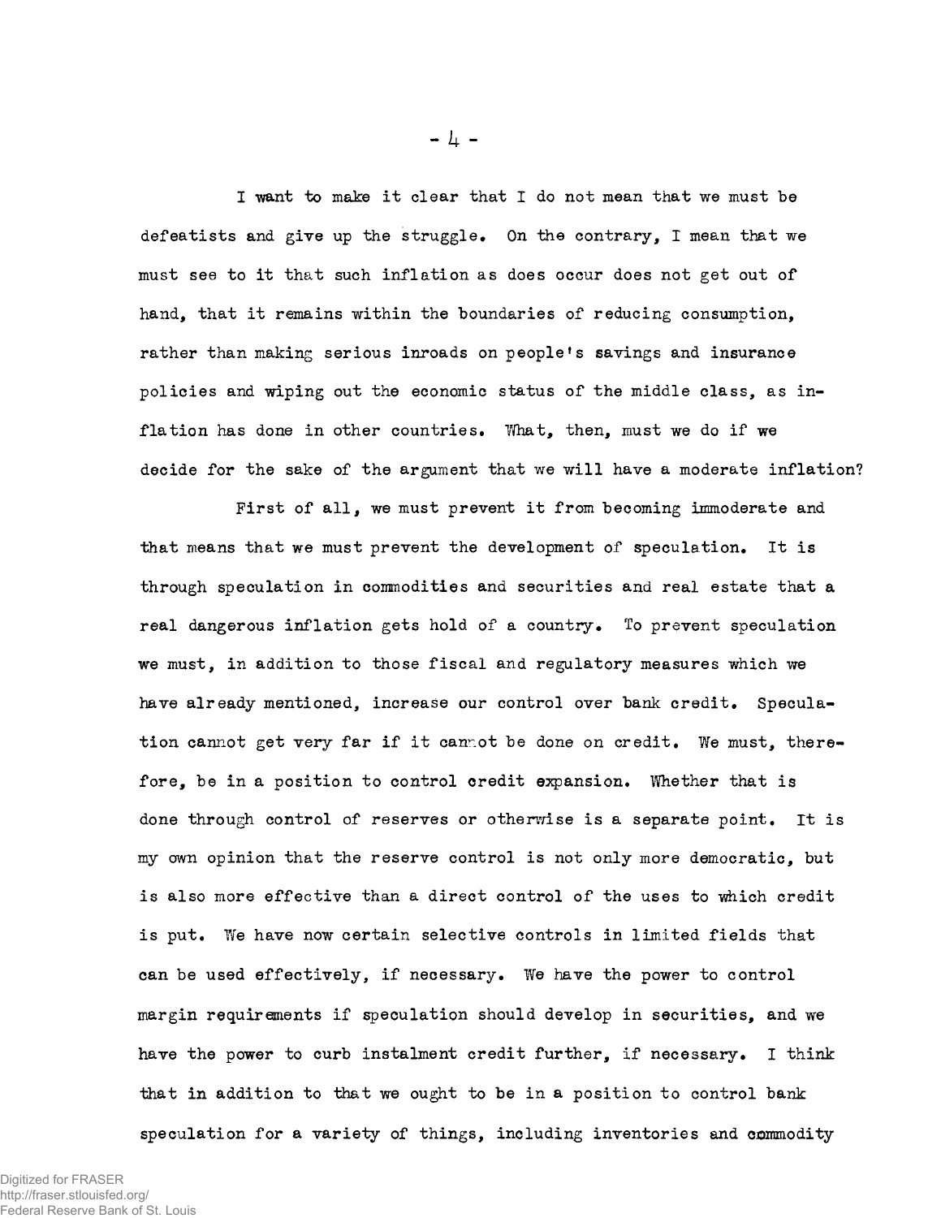I want to make it clear that I do not mean that we must be defeatists and give up the struggle. On the contrary, I mean that we must see to it that such inflation as does occur does not get out of hand, that it remains within the boundaries of reducing consumption, rather than making serious inroads on people's savings and insurance policies and wiping out the economic status of the middle class, as inflation has done in other countries. What, then, must we do if we decide for the sake of the argument that we will have a moderate inflation?

First of all, we must prevent it from becoming immoderate and that means that we must prevent the development of speculation. It is through speculation in commodities and securities and real estate that a real dangerous inflation gets hold of a country. To prevent speculation we must, in addition to those fiscal and regulatory measures which we have already mentioned, increase our control over bank credit. Speculation cannot get very far if it cannot be done on credit. We must, therefore, be in a position to control credit expansion. Whether that is done through control of reserves or otherwise is a separate point. It is my own opinion that the reserve control is not only more democratic, but is also more effective than a direct control of the uses to which credit is put. We have now certain selective controls in limited fields that can be used effectively, if necessary. We have the power to control margin requirements if speculation should develop in securities, and we have the power to curb instalment credit further, if necessary. I think that in addition to that we ought to be in a position to control bank speculation for a variety of things, including inventories and commodity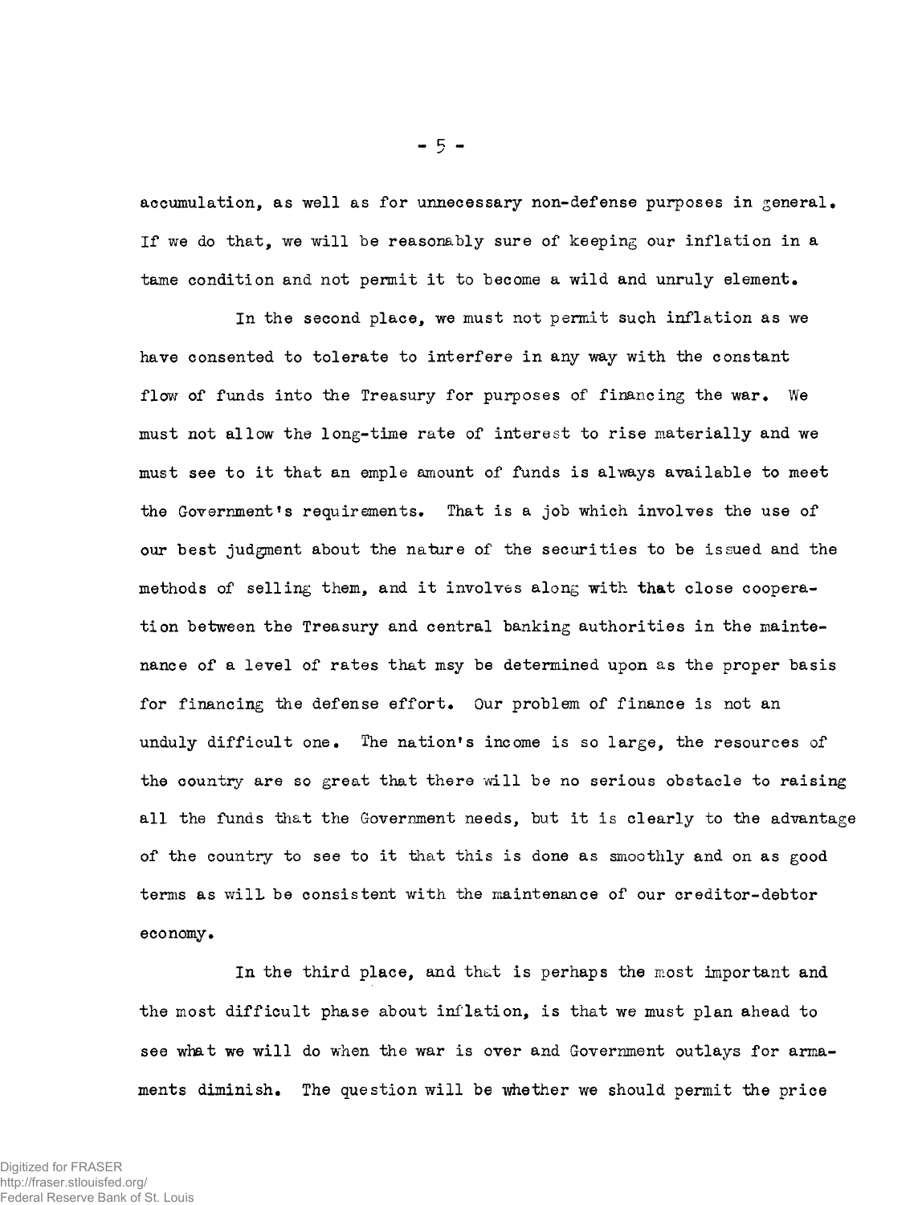accumulation, as well as for unnecessary non-defense purposes in general. If we do that, we will be reasonably sure of keeping our inflation in a tame condition and not permit it to become a wild and unruly element.

In the second place, we must not permit such inflation as we have consented to tolerate to interfere in any way with the constant flow of funds into the Treasury for purposes of financing the war. We must not allow the long-time rate of interest to rise materially and we must see to it that an emple amount of funds is always available to meet the Government's requirements. That is a job which involves the use of our best judgment about the nature of the securities to be issued and the methods of selling them, and it involves along with that close cooperation between the Treasury and central banking authorities in the maintenance of a level of rates that msy be determined upon as the proper basis for financing the defense effort. Our problem of finance is not an unduly difficult one. The nation's income is so large, the resources of the country are so great that there will be no serious obstacle to raising all the funds that the Government needs, but it is clearly to the advantage of the country to see to it that this is done as smoothly and on as good terms as will be consistent with the maintenance of our creditor-debtor economy.

In the third place, and that is perhaps the most important and the most difficult phase about inflation, is that we must plan ahead to see what we will do when the war is over and Government outlays for armaments diminish. The question will be whether we should permit the price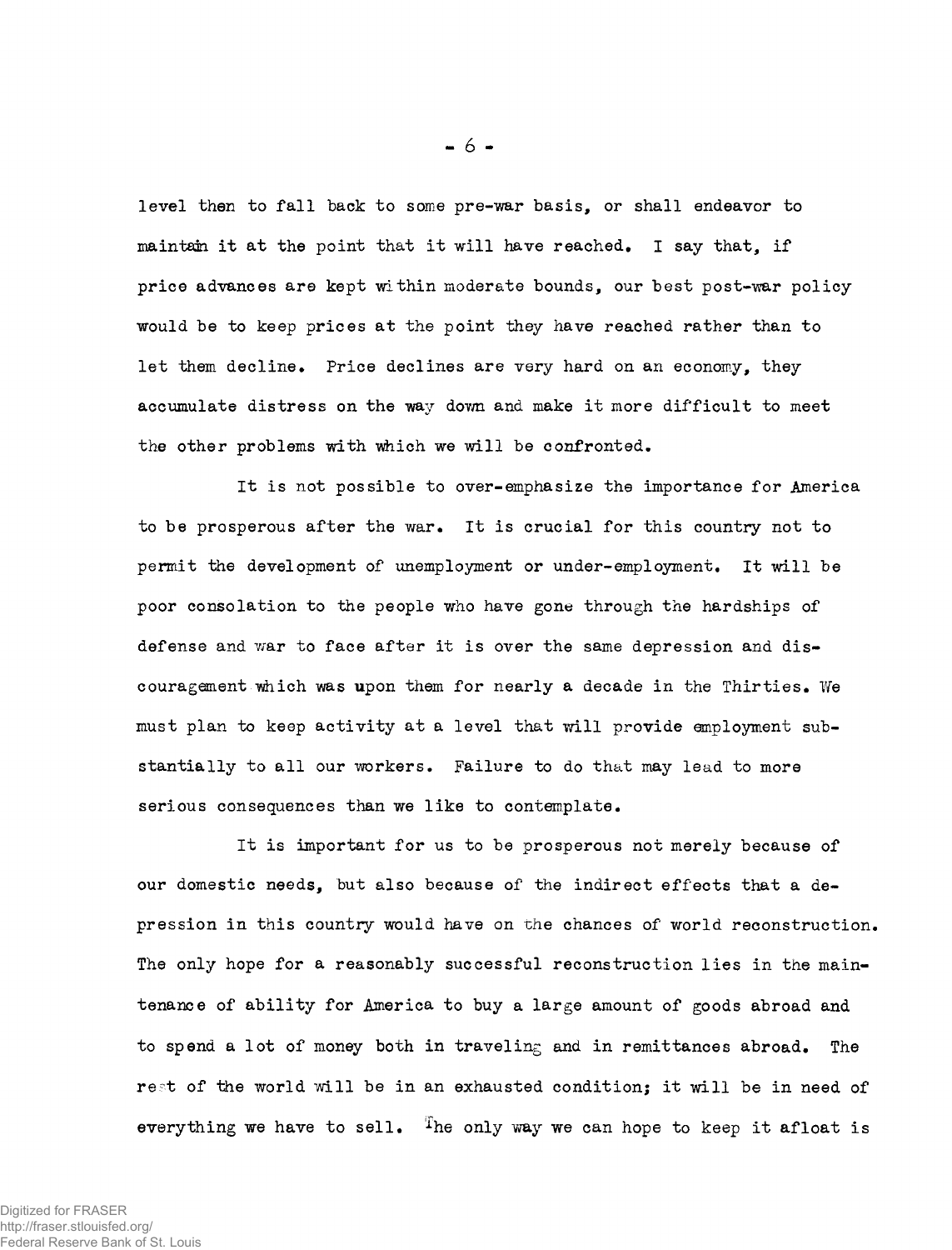level then to fall back to some pre-war basis, or shall endeavor to maintain it at the point that it will have reached. I say that, if price advances are kept within moderate bounds, our best post-war policy would be to keep prices at the point they have reached rather than to let them decline. Price declines are very hard on an economy, they accumulate distress on the way down and make it more difficult to meet the other problems with which we will be confronted.

It is not possible to over-emphasize the importance for America to be prosperous after the war. It is crucial for this country not to permit the development of unemployment or under-employment. It will be poor consolation to the people who have gone through the hardships of defense and war to face after it is over the same depression and discouragement which was upon them for nearly a decade in the Thirties. We must plan to keep activity at a level that will provide employment substantially to all our workers. Failure to do that may lead to more serious consequences than we like to contemplate.

It is important for us to be prosperous not merely because of our domestic needs, but also because of the indirect effects that a depression in this country would have on the chances of world reconstruction. The only hope for a reasonably successful reconstruction lies in the maintenance of ability for America to buy a large amount of goods abroad and to spend a lot of money both in traveling and in remittances abroad. The rest of the world will be in an exhausted condition; it will be in need of everything we have to sell. The only way we can hope to keep it afloat is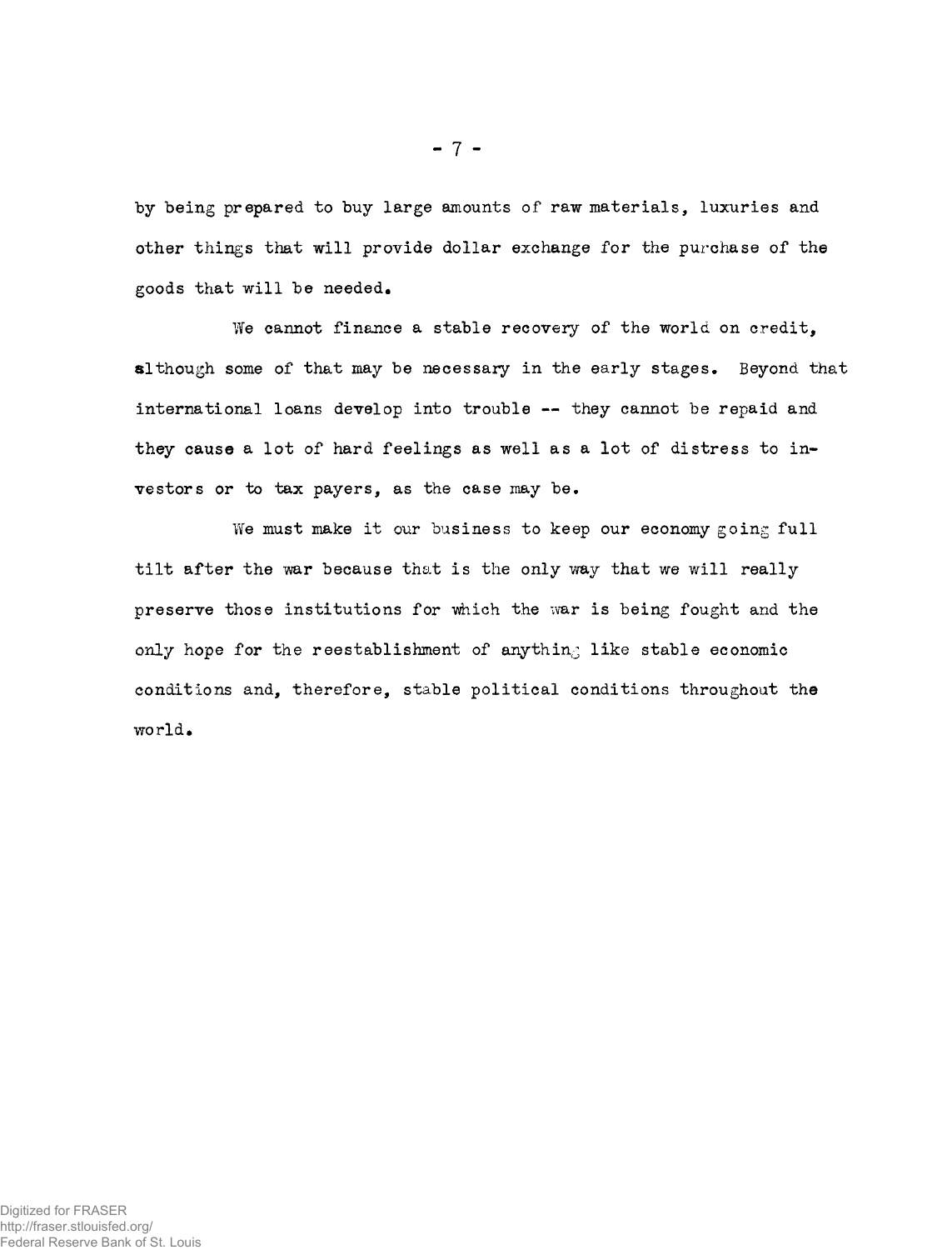by being prepared to buy large amounts of raw materials, luxuries and other things that will provide dollar exchange for the purchase of the goods that will be needed.

We cannot finance a stable recovery of the world on credit, although some of that may be necessary in the early stages. Beyond that international loans develop into trouble -- they cannot be repaid and they cause a lot of hard feelings as well as a lot of distress to investors or to tax payers, as the case may be.

We must make it our business to keep our economy going full tilt after the war because that is the only way that we will really preserve those institutions for which the war is being fought and the only hope for the reestablishment of anything like stable economic conditions and, therefore, stable political conditions throughout the world.